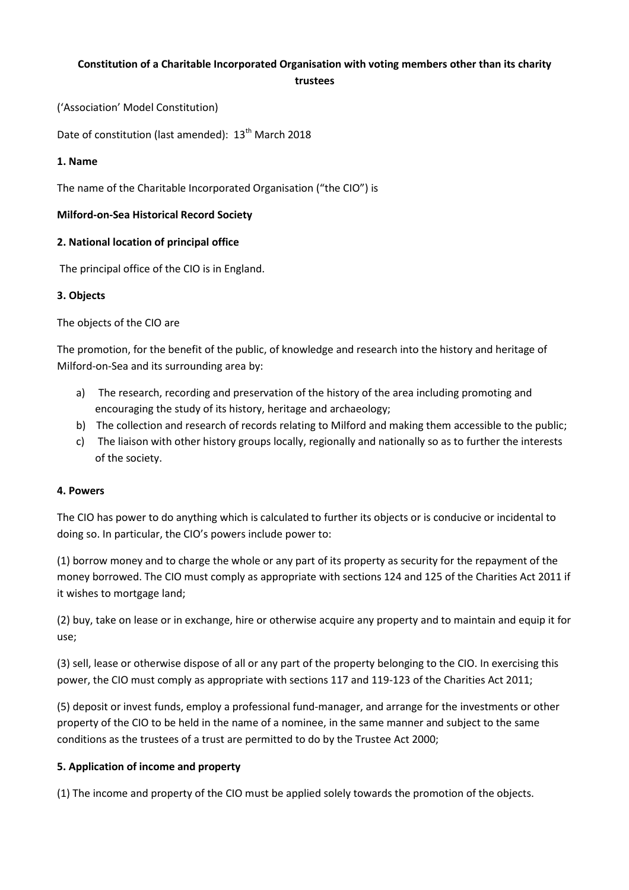# Constitution of a Charitable Incorporated Organisation with voting members other than its charity trustees

('Association' Model Constitution)

Date of constitution (last amended): 13th March 2018

## 1. Name

The name of the Charitable Incorporated Organisation ("the CIO") is

**Milford-on-Sea Historical Record Society**

## 2. National location of principal office

The principal office of the CIO is in England.

## 3. Objects

The objects of the CIO are

The promotion, for the benefit of the public, of knowledge and research into the history and heritage of Milford-on-Sea and its surrounding area by:

a) The research, recording and preservation of the history of the area including promoting and encouraging the study of its history, heritage and archaeology;
b) The collection and research of records relating to Milford and making them accessible to the public;
c) The liaison with other history groups locally, regionally and nationally so as to further the interests of the society.

## 4. Powers

The CIO has power to do anything which is calculated to further its objects or is conducive or incidental to doing so. In particular, the CIO's powers include power to:

(1) borrow money and to charge the whole or any part of its property as security for the repayment of the money borrowed. The CIO must comply as appropriate with sections 124 and 125 of the Charities Act 2011 if it wishes to mortgage land;

(2) buy, take on lease or in exchange, hire or otherwise acquire any property and to maintain and equip it for use;

(3) sell, lease or otherwise dispose of all or any part of the property belonging to the CIO. In exercising this power, the CIO must comply as appropriate with sections 117 and 119-123 of the Charities Act 2011;

(5) deposit or invest funds, employ a professional fund-manager, and arrange for the investments or other property of the CIO to be held in the name of a nominee, in the same manner and subject to the same conditions as the trustees of a trust are permitted to do by the Trustee Act 2000;

## 5. Application of income and property

(1) The income and property of the CIO must be applied solely towards the promotion of the objects.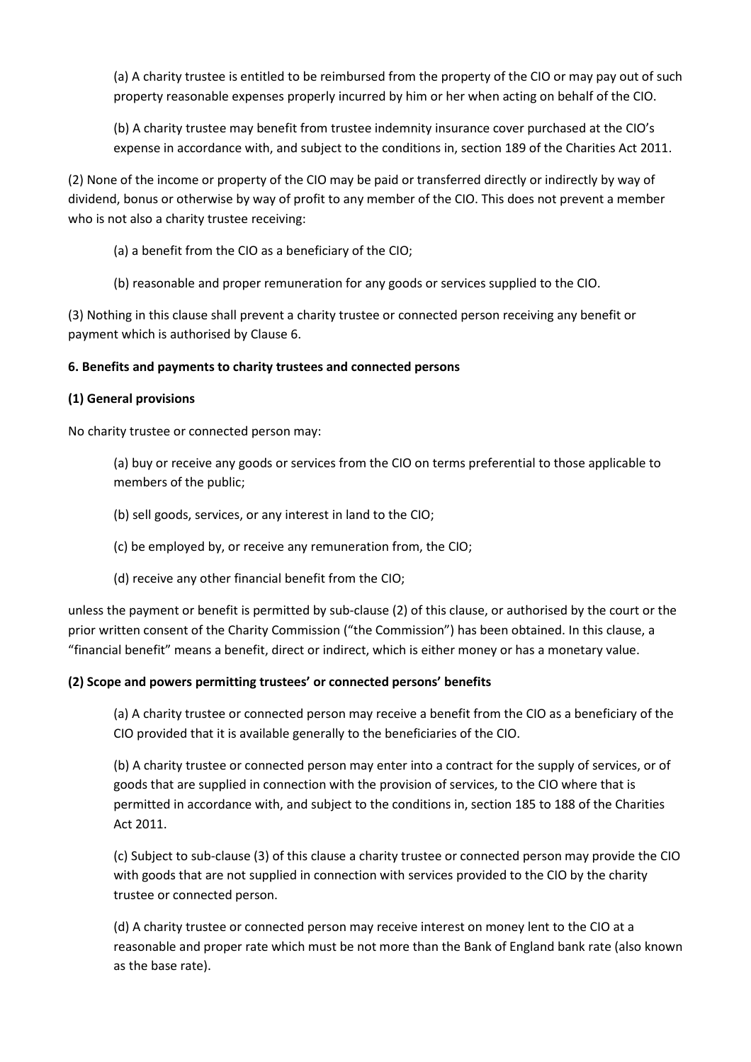(a) A charity trustee is entitled to be reimbursed from the property of the CIO or may pay out of such property reasonable expenses properly incurred by him or her when acting on behalf of the CIO.

(b) A charity trustee may benefit from trustee indemnity insurance cover purchased at the CIO's expense in accordance with, and subject to the conditions in, section 189 of the Charities Act 2011.

(2) None of the income or property of the CIO may be paid or transferred directly or indirectly by way of dividend, bonus or otherwise by way of profit to any member of the CIO. This does not prevent a member who is not also a charity trustee receiving:

(a) a benefit from the CIO as a beneficiary of the CIO;

(b) reasonable and proper remuneration for any goods or services supplied to the CIO.

(3) Nothing in this clause shall prevent a charity trustee or connected person receiving any benefit or payment which is authorised by Clause 6.

**6. Benefits and payments to charity trustees and connected persons**

**(1) General provisions**

No charity trustee or connected person may:

(a) buy or receive any goods or services from the CIO on terms preferential to those applicable to members of the public;

(b) sell goods, services, or any interest in land to the CIO;

(c) be employed by, or receive any remuneration from, the CIO;

(d) receive any other financial benefit from the CIO;

unless the payment or benefit is permitted by sub-clause (2) of this clause, or authorised by the court or the prior written consent of the Charity Commission ("the Commission") has been obtained. In this clause, a "financial benefit" means a benefit, direct or indirect, which is either money or has a monetary value.

**(2) Scope and powers permitting trustees' or connected persons' benefits**

(a) A charity trustee or connected person may receive a benefit from the CIO as a beneficiary of the CIO provided that it is available generally to the beneficiaries of the CIO.

(b) A charity trustee or connected person may enter into a contract for the supply of services, or of goods that are supplied in connection with the provision of services, to the CIO where that is permitted in accordance with, and subject to the conditions in, section 185 to 188 of the Charities Act 2011.

(c) Subject to sub-clause (3) of this clause a charity trustee or connected person may provide the CIO with goods that are not supplied in connection with services provided to the CIO by the charity trustee or connected person.

(d) A charity trustee or connected person may receive interest on money lent to the CIO at a reasonable and proper rate which must be not more than the Bank of England bank rate (also known as the base rate).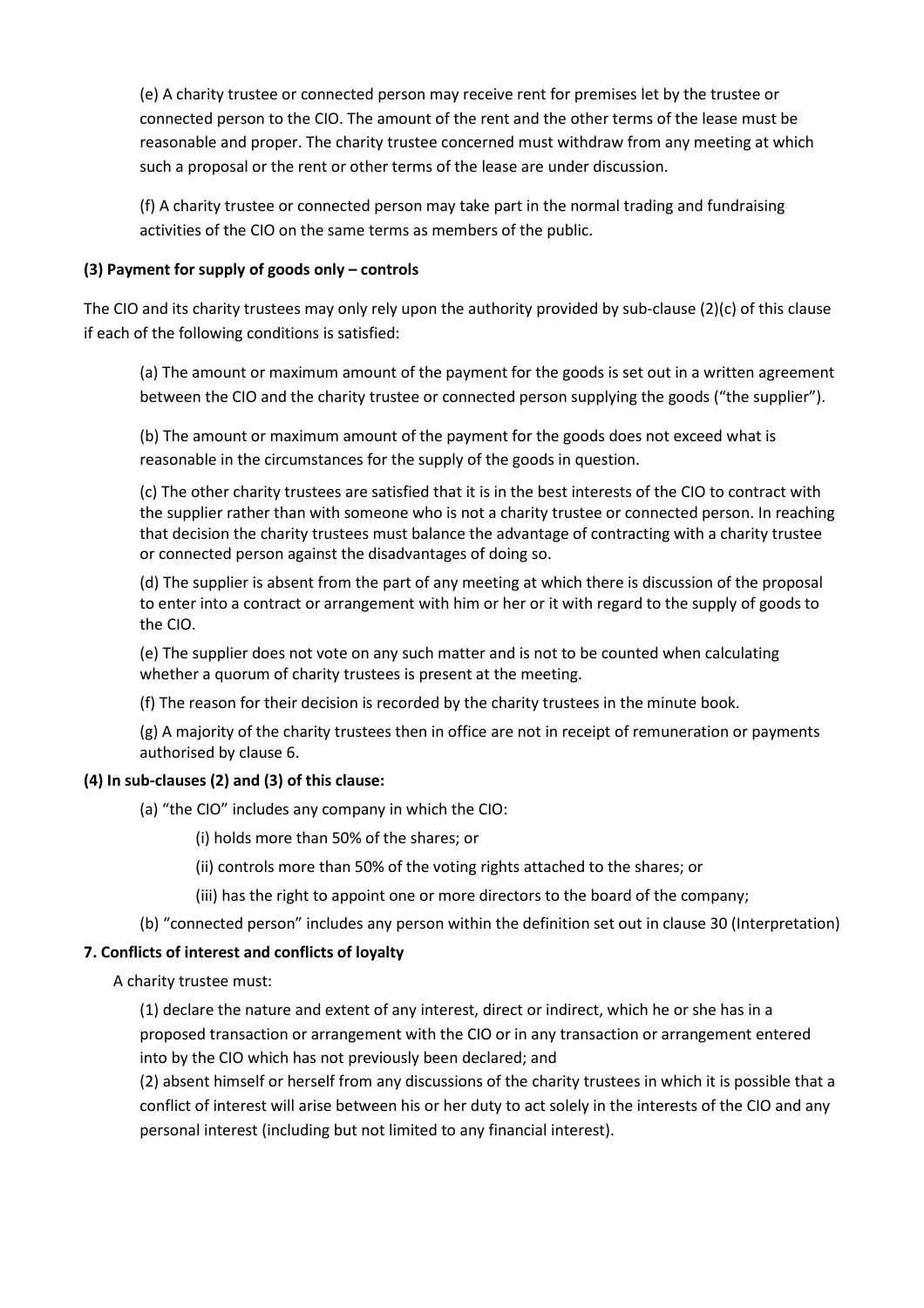(e) A charity trustee or connected person may receive rent for premises let by the trustee or connected person to the CIO. The amount of the rent and the other terms of the lease must be reasonable and proper. The charity trustee concerned must withdraw from any meeting at which such a proposal or the rent or other terms of the lease are under discussion.

(f) A charity trustee or connected person may take part in the normal trading and fundraising activities of the CIO on the same terms as members of the public.

**(3) Payment for supply of goods only – controls**

The CIO and its charity trustees may only rely upon the authority provided by sub-clause (2)(c) of this clause if each of the following conditions is satisfied:

(a) The amount or maximum amount of the payment for the goods is set out in a written agreement between the CIO and the charity trustee or connected person supplying the goods ("the supplier").

(b) The amount or maximum amount of the payment for the goods does not exceed what is reasonable in the circumstances for the supply of the goods in question.

(c) The other charity trustees are satisfied that it is in the best interests of the CIO to contract with the supplier rather than with someone who is not a charity trustee or connected person. In reaching that decision the charity trustees must balance the advantage of contracting with a charity trustee or connected person against the disadvantages of doing so.

(d) The supplier is absent from the part of any meeting at which there is discussion of the proposal to enter into a contract or arrangement with him or her or it with regard to the supply of goods to the CIO.

(e) The supplier does not vote on any such matter and is not to be counted when calculating whether a quorum of charity trustees is present at the meeting.

(f) The reason for their decision is recorded by the charity trustees in the minute book.

(g) A majority of the charity trustees then in office are not in receipt of remuneration or payments authorised by clause 6.

**(4) In sub-clauses (2) and (3) of this clause:**

(a) "the CIO" includes any company in which the CIO:

(i) holds more than 50% of the shares; or

(ii) controls more than 50% of the voting rights attached to the shares; or

(iii) has the right to appoint one or more directors to the board of the company;

(b) "connected person" includes any person within the definition set out in clause 30 (Interpretation)

**7. Conflicts of interest and conflicts of loyalty**

A charity trustee must:

(1) declare the nature and extent of any interest, direct or indirect, which he or she has in a proposed transaction or arrangement with the CIO or in any transaction or arrangement entered into by the CIO which has not previously been declared; and

(2) absent himself or herself from any discussions of the charity trustees in which it is possible that a conflict of interest will arise between his or her duty to act solely in the interests of the CIO and any personal interest (including but not limited to any financial interest).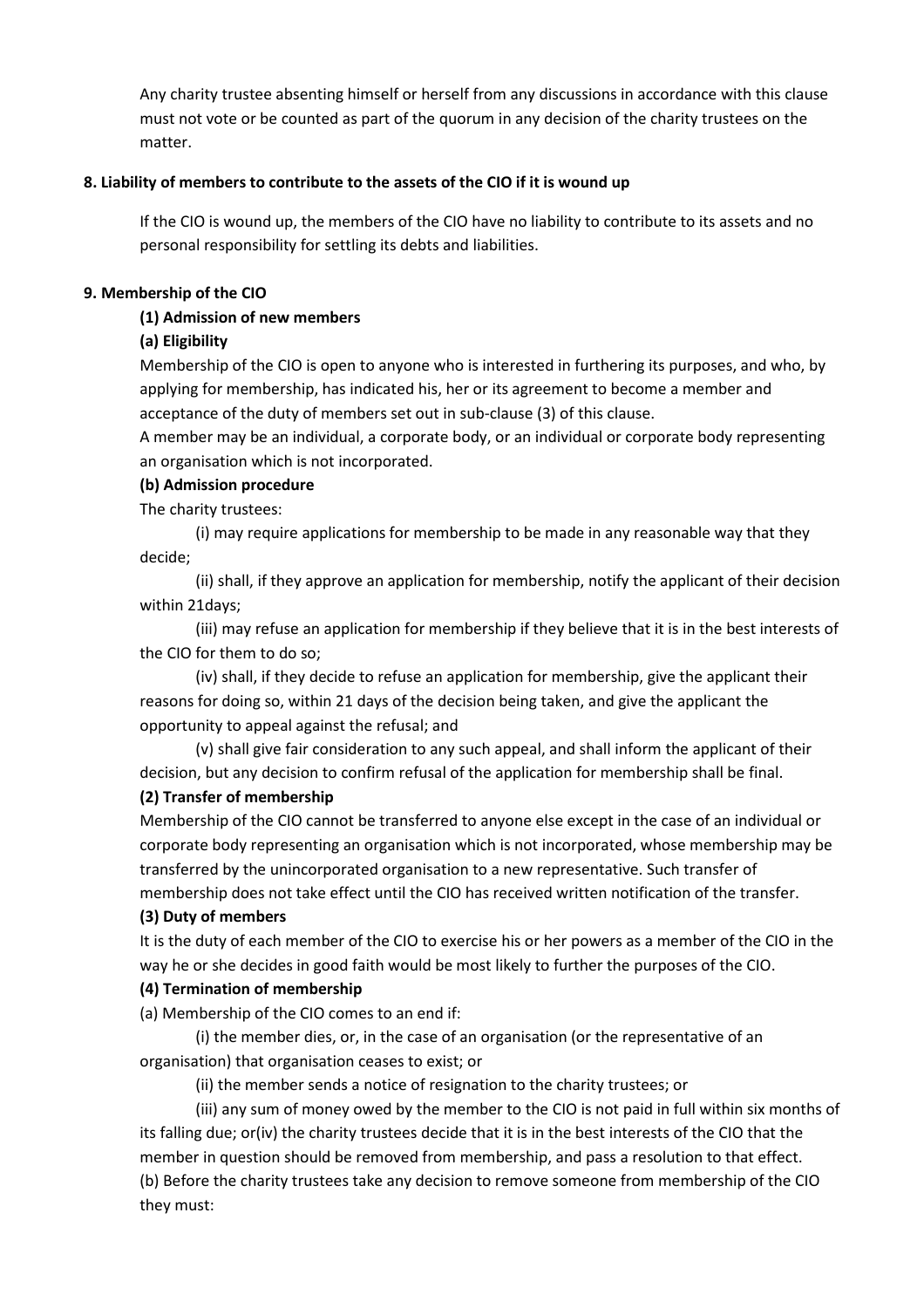Any charity trustee absenting himself or herself from any discussions in accordance with this clause must not vote or be counted as part of the quorum in any decision of the charity trustees on the matter.

**8. Liability of members to contribute to the assets of the CIO if it is wound up**

If the CIO is wound up, the members of the CIO have no liability to contribute to its assets and no personal responsibility for settling its debts and liabilities.

**9. Membership of the CIO**

**(1) Admission of new members**

**(a) Eligibility**

Membership of the CIO is open to anyone who is interested in furthering its purposes, and who, by applying for membership, has indicated his, her or its agreement to become a member and acceptance of the duty of members set out in sub-clause (3) of this clause.

A member may be an individual, a corporate body, or an individual or corporate body representing an organisation which is not incorporated.

**(b) Admission procedure**

The charity trustees:

(i) may require applications for membership to be made in any reasonable way that they decide;

(ii) shall, if they approve an application for membership, notify the applicant of their decision within 21days;

(iii) may refuse an application for membership if they believe that it is in the best interests of the CIO for them to do so;

(iv) shall, if they decide to refuse an application for membership, give the applicant their reasons for doing so, within 21 days of the decision being taken, and give the applicant the opportunity to appeal against the refusal; and

(v) shall give fair consideration to any such appeal, and shall inform the applicant of their decision, but any decision to confirm refusal of the application for membership shall be final.

**(2) Transfer of membership**

Membership of the CIO cannot be transferred to anyone else except in the case of an individual or corporate body representing an organisation which is not incorporated, whose membership may be transferred by the unincorporated organisation to a new representative. Such transfer of membership does not take effect until the CIO has received written notification of the transfer.

**(3) Duty of members**

It is the duty of each member of the CIO to exercise his or her powers as a member of the CIO in the way he or she decides in good faith would be most likely to further the purposes of the CIO.

**(4) Termination of membership**

(a) Membership of the CIO comes to an end if:

(i) the member dies, or, in the case of an organisation (or the representative of an organisation) that organisation ceases to exist; or

(ii) the member sends a notice of resignation to the charity trustees; or

(iii) any sum of money owed by the member to the CIO is not paid in full within six months of its falling due; or(iv) the charity trustees decide that it is in the best interests of the CIO that the member in question should be removed from membership, and pass a resolution to that effect.

(b) Before the charity trustees take any decision to remove someone from membership of the CIO they must: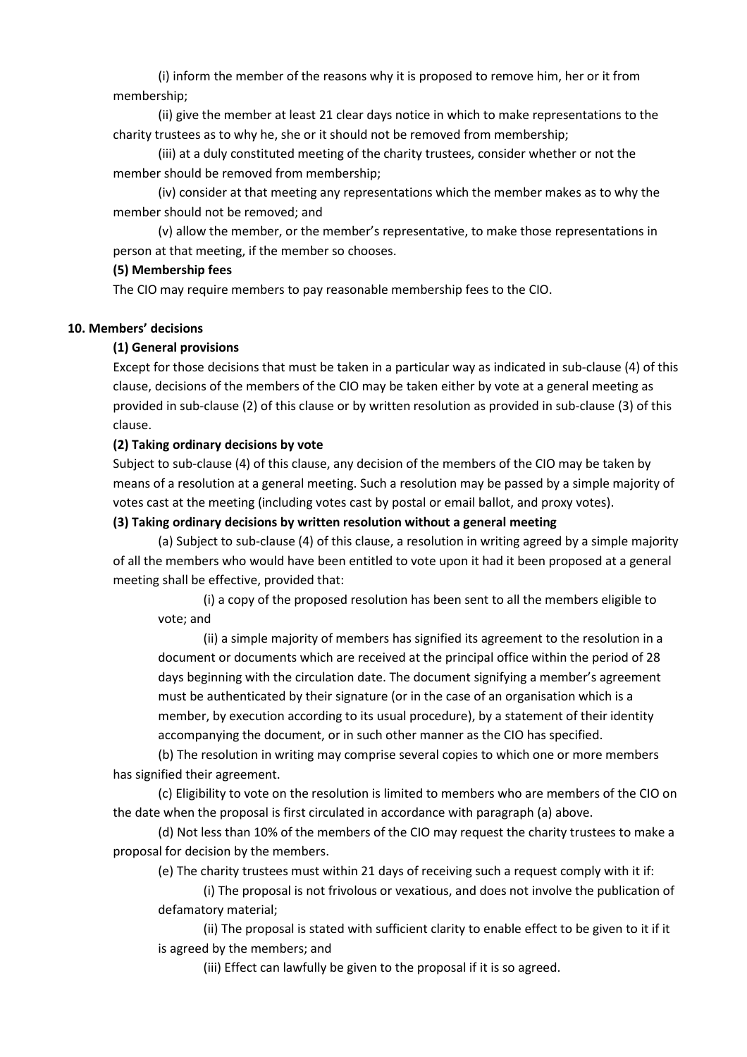(i) inform the member of the reasons why it is proposed to remove him, her or it from membership;

(ii) give the member at least 21 clear days notice in which to make representations to the charity trustees as to why he, she or it should not be removed from membership;

(iii) at a duly constituted meeting of the charity trustees, consider whether or not the member should be removed from membership;

(iv) consider at that meeting any representations which the member makes as to why the member should not be removed; and

(v) allow the member, or the member's representative, to make those representations in person at that meeting, if the member so chooses.

**(5) Membership fees**

The CIO may require members to pay reasonable membership fees to the CIO.

**10. Members' decisions**

**(1) General provisions**

Except for those decisions that must be taken in a particular way as indicated in sub-clause (4) of this clause, decisions of the members of the CIO may be taken either by vote at a general meeting as provided in sub-clause (2) of this clause or by written resolution as provided in sub-clause (3) of this clause.

**(2) Taking ordinary decisions by vote**

Subject to sub-clause (4) of this clause, any decision of the members of the CIO may be taken by means of a resolution at a general meeting. Such a resolution may be passed by a simple majority of votes cast at the meeting (including votes cast by postal or email ballot, and proxy votes).

**(3) Taking ordinary decisions by written resolution without a general meeting**

(a) Subject to sub-clause (4) of this clause, a resolution in writing agreed by a simple majority of all the members who would have been entitled to vote upon it had it been proposed at a general meeting shall be effective, provided that:

(i) a copy of the proposed resolution has been sent to all the members eligible to vote; and

(ii) a simple majority of members has signified its agreement to the resolution in a document or documents which are received at the principal office within the period of 28 days beginning with the circulation date. The document signifying a member's agreement must be authenticated by their signature (or in the case of an organisation which is a member, by execution according to its usual procedure), by a statement of their identity accompanying the document, or in such other manner as the CIO has specified.

(b) The resolution in writing may comprise several copies to which one or more members has signified their agreement.

(c) Eligibility to vote on the resolution is limited to members who are members of the CIO on the date when the proposal is first circulated in accordance with paragraph (a) above.

(d) Not less than 10% of the members of the CIO may request the charity trustees to make a proposal for decision by the members.

(e) The charity trustees must within 21 days of receiving such a request comply with it if:

(i) The proposal is not frivolous or vexatious, and does not involve the publication of defamatory material;

(ii) The proposal is stated with sufficient clarity to enable effect to be given to it if it is agreed by the members; and

(iii) Effect can lawfully be given to the proposal if it is so agreed.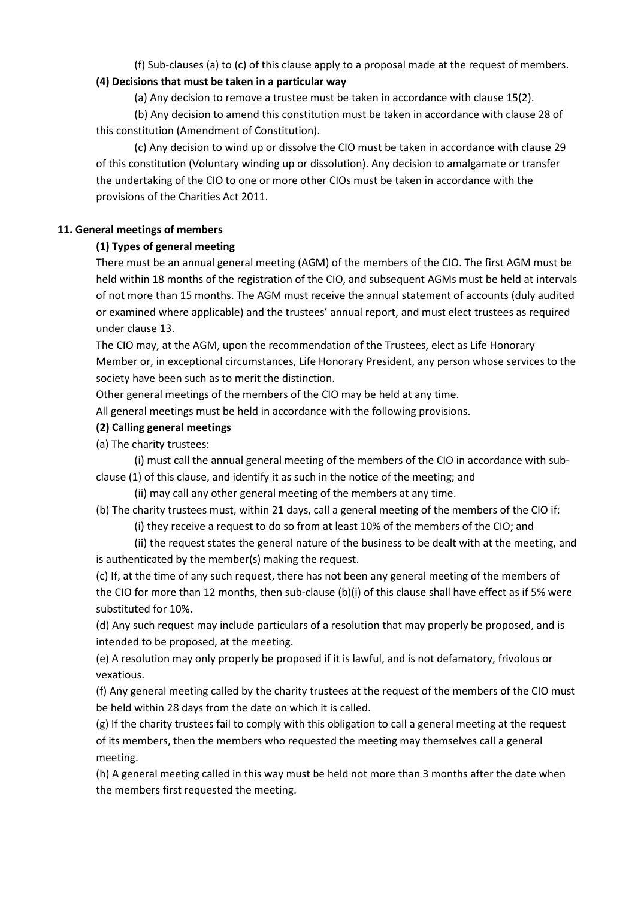(f) Sub-clauses (a) to (c) of this clause apply to a proposal made at the request of members.

**(4) Decisions that must be taken in a particular way**

(a) Any decision to remove a trustee must be taken in accordance with clause 15(2).

(b) Any decision to amend this constitution must be taken in accordance with clause 28 of this constitution (Amendment of Constitution).

(c) Any decision to wind up or dissolve the CIO must be taken in accordance with clause 29 of this constitution (Voluntary winding up or dissolution). Any decision to amalgamate or transfer the undertaking of the CIO to one or more other CIOs must be taken in accordance with the provisions of the Charities Act 2011.

**11. General meetings of members**

**(1) Types of general meeting**

There must be an annual general meeting (AGM) of the members of the CIO. The first AGM must be held within 18 months of the registration of the CIO, and subsequent AGMs must be held at intervals of not more than 15 months. The AGM must receive the annual statement of accounts (duly audited or examined where applicable) and the trustees' annual report, and must elect trustees as required under clause 13.

The CIO may, at the AGM, upon the recommendation of the Trustees, elect as Life Honorary Member or, in exceptional circumstances, Life Honorary President, any person whose services to the society have been such as to merit the distinction.

Other general meetings of the members of the CIO may be held at any time.

All general meetings must be held in accordance with the following provisions.

**(2) Calling general meetings**

(a) The charity trustees:

(i) must call the annual general meeting of the members of the CIO in accordance with sub-clause (1) of this clause, and identify it as such in the notice of the meeting; and

(ii) may call any other general meeting of the members at any time.

(b) The charity trustees must, within 21 days, call a general meeting of the members of the CIO if:

(i) they receive a request to do so from at least 10% of the members of the CIO; and

(ii) the request states the general nature of the business to be dealt with at the meeting, and is authenticated by the member(s) making the request.

(c) If, at the time of any such request, there has not been any general meeting of the members of the CIO for more than 12 months, then sub-clause (b)(i) of this clause shall have effect as if 5% were substituted for 10%.

(d) Any such request may include particulars of a resolution that may properly be proposed, and is intended to be proposed, at the meeting.

(e) A resolution may only properly be proposed if it is lawful, and is not defamatory, frivolous or vexatious.

(f) Any general meeting called by the charity trustees at the request of the members of the CIO must be held within 28 days from the date on which it is called.

(g) If the charity trustees fail to comply with this obligation to call a general meeting at the request of its members, then the members who requested the meeting may themselves call a general meeting.

(h) A general meeting called in this way must be held not more than 3 months after the date when the members first requested the meeting.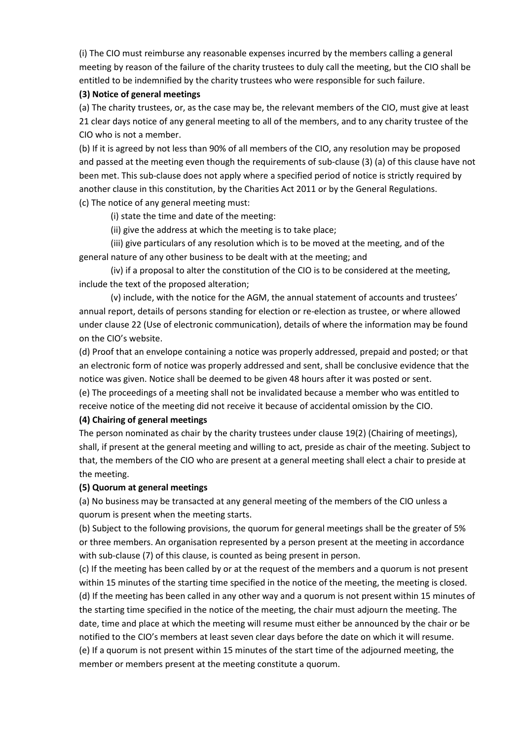(i) The CIO must reimburse any reasonable expenses incurred by the members calling a general meeting by reason of the failure of the charity trustees to duly call the meeting, but the CIO shall be entitled to be indemnified by the charity trustees who were responsible for such failure.

**(3) Notice of general meetings**

(a) The charity trustees, or, as the case may be, the relevant members of the CIO, must give at least 21 clear days notice of any general meeting to all of the members, and to any charity trustee of the CIO who is not a member.

(b) If it is agreed by not less than 90% of all members of the CIO, any resolution may be proposed and passed at the meeting even though the requirements of sub-clause (3) (a) of this clause have not been met. This sub-clause does not apply where a specified period of notice is strictly required by another clause in this constitution, by the Charities Act 2011 or by the General Regulations.

(c) The notice of any general meeting must:

(i) state the time and date of the meeting:

(ii) give the address at which the meeting is to take place;

(iii) give particulars of any resolution which is to be moved at the meeting, and of the general nature of any other business to be dealt with at the meeting; and

(iv) if a proposal to alter the constitution of the CIO is to be considered at the meeting, include the text of the proposed alteration;

(v) include, with the notice for the AGM, the annual statement of accounts and trustees' annual report, details of persons standing for election or re-election as trustee, or where allowed under clause 22 (Use of electronic communication), details of where the information may be found on the CIO's website.

(d) Proof that an envelope containing a notice was properly addressed, prepaid and posted; or that an electronic form of notice was properly addressed and sent, shall be conclusive evidence that the notice was given. Notice shall be deemed to be given 48 hours after it was posted or sent.

(e) The proceedings of a meeting shall not be invalidated because a member who was entitled to receive notice of the meeting did not receive it because of accidental omission by the CIO.

**(4) Chairing of general meetings**

The person nominated as chair by the charity trustees under clause 19(2) (Chairing of meetings), shall, if present at the general meeting and willing to act, preside as chair of the meeting. Subject to that, the members of the CIO who are present at a general meeting shall elect a chair to preside at the meeting.

**(5) Quorum at general meetings**

(a) No business may be transacted at any general meeting of the members of the CIO unless a quorum is present when the meeting starts.

(b) Subject to the following provisions, the quorum for general meetings shall be the greater of 5% or three members. An organisation represented by a person present at the meeting in accordance with sub-clause (7) of this clause, is counted as being present in person.

(c) If the meeting has been called by or at the request of the members and a quorum is not present within 15 minutes of the starting time specified in the notice of the meeting, the meeting is closed.

(d) If the meeting has been called in any other way and a quorum is not present within 15 minutes of the starting time specified in the notice of the meeting, the chair must adjourn the meeting. The date, time and place at which the meeting will resume must either be announced by the chair or be notified to the CIO's members at least seven clear days before the date on which it will resume.

(e) If a quorum is not present within 15 minutes of the start time of the adjourned meeting, the member or members present at the meeting constitute a quorum.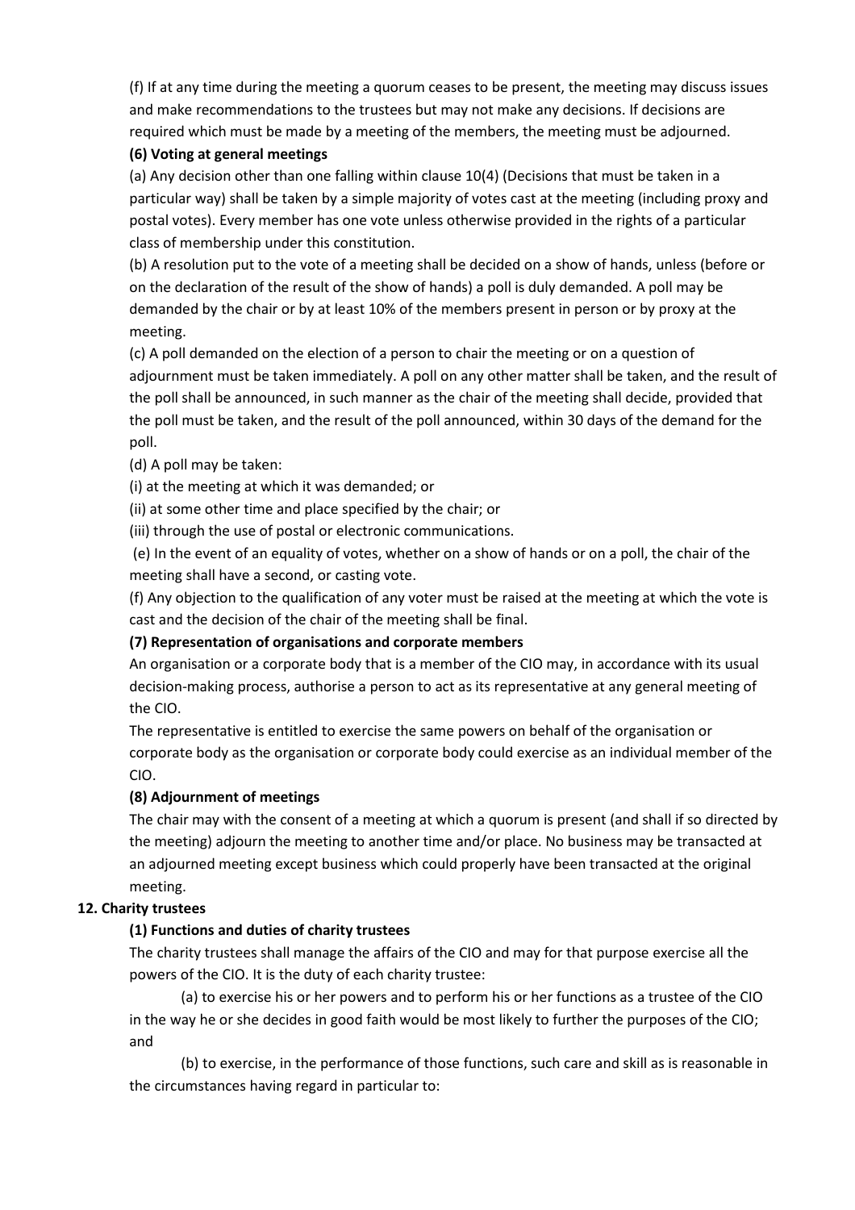(f) If at any time during the meeting a quorum ceases to be present, the meeting may discuss issues and make recommendations to the trustees but may not make any decisions. If decisions are required which must be made by a meeting of the members, the meeting must be adjourned.

**(6) Voting at general meetings**

(a) Any decision other than one falling within clause 10(4) (Decisions that must be taken in a particular way) shall be taken by a simple majority of votes cast at the meeting (including proxy and postal votes). Every member has one vote unless otherwise provided in the rights of a particular class of membership under this constitution.

(b) A resolution put to the vote of a meeting shall be decided on a show of hands, unless (before or on the declaration of the result of the show of hands) a poll is duly demanded. A poll may be demanded by the chair or by at least 10% of the members present in person or by proxy at the meeting.

(c) A poll demanded on the election of a person to chair the meeting or on a question of adjournment must be taken immediately. A poll on any other matter shall be taken, and the result of the poll shall be announced, in such manner as the chair of the meeting shall decide, provided that the poll must be taken, and the result of the poll announced, within 30 days of the demand for the poll.

(d) A poll may be taken:

(i) at the meeting at which it was demanded; or

(ii) at some other time and place specified by the chair; or

(iii) through the use of postal or electronic communications.

(e) In the event of an equality of votes, whether on a show of hands or on a poll, the chair of the meeting shall have a second, or casting vote.

(f) Any objection to the qualification of any voter must be raised at the meeting at which the vote is cast and the decision of the chair of the meeting shall be final.

**(7) Representation of organisations and corporate members**

An organisation or a corporate body that is a member of the CIO may, in accordance with its usual decision-making process, authorise a person to act as its representative at any general meeting of the CIO.

The representative is entitled to exercise the same powers on behalf of the organisation or corporate body as the organisation or corporate body could exercise as an individual member of the CIO.

**(8) Adjournment of meetings**

The chair may with the consent of a meeting at which a quorum is present (and shall if so directed by the meeting) adjourn the meeting to another time and/or place. No business may be transacted at an adjourned meeting except business which could properly have been transacted at the original meeting.

**12. Charity trustees**

**(1) Functions and duties of charity trustees**

The charity trustees shall manage the affairs of the CIO and may for that purpose exercise all the powers of the CIO. It is the duty of each charity trustee:

(a) to exercise his or her powers and to perform his or her functions as a trustee of the CIO in the way he or she decides in good faith would be most likely to further the purposes of the CIO; and

(b) to exercise, in the performance of those functions, such care and skill as is reasonable in the circumstances having regard in particular to: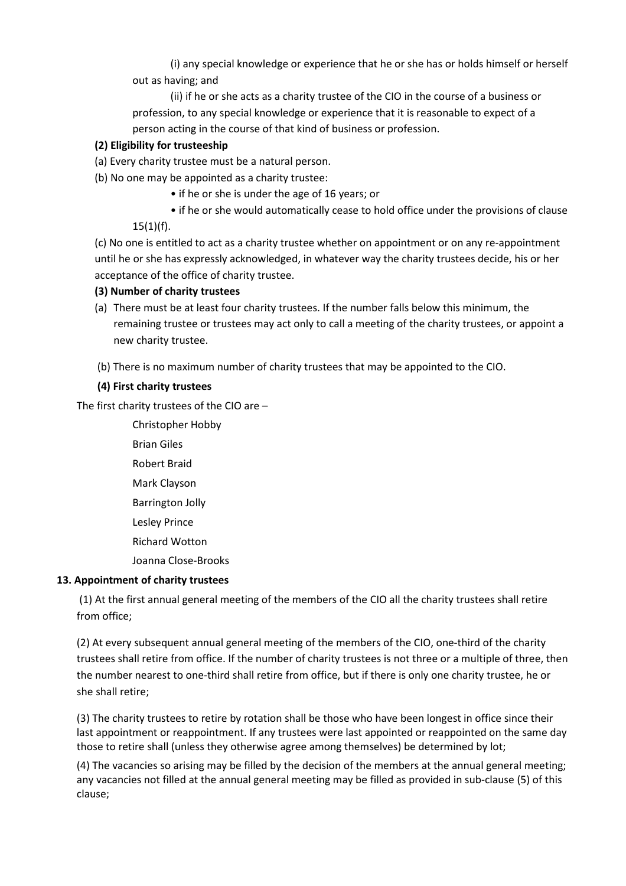(i) any special knowledge or experience that he or she has or holds himself or herself out as having; and

(ii) if he or she acts as a charity trustee of the CIO in the course of a business or profession, to any special knowledge or experience that it is reasonable to expect of a person acting in the course of that kind of business or profession.

**(2) Eligibility for trusteeship**

(a) Every charity trustee must be a natural person.

(b) No one may be appointed as a charity trustee:

- if he or she is under the age of 16 years; or
- if he or she would automatically cease to hold office under the provisions of clause 15(1)(f).

(c) No one is entitled to act as a charity trustee whether on appointment or on any re-appointment until he or she has expressly acknowledged, in whatever way the charity trustees decide, his or her acceptance of the office of charity trustee.

**(3) Number of charity trustees**

(a) There must be at least four charity trustees. If the number falls below this minimum, the remaining trustee or trustees may act only to call a meeting of the charity trustees, or appoint a new charity trustee.

(b) There is no maximum number of charity trustees that may be appointed to the CIO.

**(4) First charity trustees**

The first charity trustees of the CIO are –

Christopher Hobby
Brian Giles
Robert Braid
Mark Clayson
Barrington Jolly
Lesley Prince
Richard Wotton
Joanna Close-Brooks

**13. Appointment of charity trustees**

(1) At the first annual general meeting of the members of the CIO all the charity trustees shall retire from office;

(2) At every subsequent annual general meeting of the members of the CIO, one-third of the charity trustees shall retire from office. If the number of charity trustees is not three or a multiple of three, then the number nearest to one-third shall retire from office, but if there is only one charity trustee, he or she shall retire;

(3) The charity trustees to retire by rotation shall be those who have been longest in office since their last appointment or reappointment. If any trustees were last appointed or reappointed on the same day those to retire shall (unless they otherwise agree among themselves) be determined by lot;

(4) The vacancies so arising may be filled by the decision of the members at the annual general meeting; any vacancies not filled at the annual general meeting may be filled as provided in sub-clause (5) of this clause;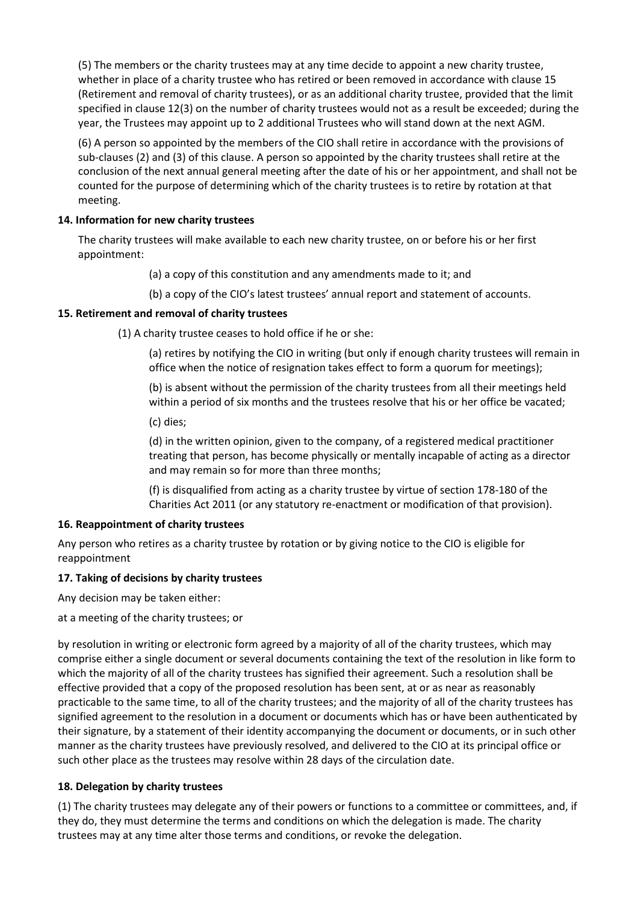(5) The members or the charity trustees may at any time decide to appoint a new charity trustee, whether in place of a charity trustee who has retired or been removed in accordance with clause 15 (Retirement and removal of charity trustees), or as an additional charity trustee, provided that the limit specified in clause 12(3) on the number of charity trustees would not as a result be exceeded; during the year, the Trustees may appoint up to 2 additional Trustees who will stand down at the next AGM.

(6) A person so appointed by the members of the CIO shall retire in accordance with the provisions of sub-clauses (2) and (3) of this clause. A person so appointed by the charity trustees shall retire at the conclusion of the next annual general meeting after the date of his or her appointment, and shall not be counted for the purpose of determining which of the charity trustees is to retire by rotation at that meeting.

**14. Information for new charity trustees**

The charity trustees will make available to each new charity trustee, on or before his or her first appointment:

(a) a copy of this constitution and any amendments made to it; and

(b) a copy of the CIO's latest trustees' annual report and statement of accounts.

**15. Retirement and removal of charity trustees**

(1) A charity trustee ceases to hold office if he or she:

(a) retires by notifying the CIO in writing (but only if enough charity trustees will remain in office when the notice of resignation takes effect to form a quorum for meetings);

(b) is absent without the permission of the charity trustees from all their meetings held within a period of six months and the trustees resolve that his or her office be vacated;

(c) dies;

(d) in the written opinion, given to the company, of a registered medical practitioner treating that person, has become physically or mentally incapable of acting as a director and may remain so for more than three months;

(f) is disqualified from acting as a charity trustee by virtue of section 178-180 of the Charities Act 2011 (or any statutory re-enactment or modification of that provision).

**16. Reappointment of charity trustees**

Any person who retires as a charity trustee by rotation or by giving notice to the CIO is eligible for reappointment

**17. Taking of decisions by charity trustees**

Any decision may be taken either:

at a meeting of the charity trustees; or

by resolution in writing or electronic form agreed by a majority of all of the charity trustees, which may comprise either a single document or several documents containing the text of the resolution in like form to which the majority of all of the charity trustees has signified their agreement. Such a resolution shall be effective provided that a copy of the proposed resolution has been sent, at or as near as reasonably practicable to the same time, to all of the charity trustees; and the majority of all of the charity trustees has signified agreement to the resolution in a document or documents which has or have been authenticated by their signature, by a statement of their identity accompanying the document or documents, or in such other manner as the charity trustees have previously resolved, and delivered to the CIO at its principal office or such other place as the trustees may resolve within 28 days of the circulation date.

**18. Delegation by charity trustees**

(1) The charity trustees may delegate any of their powers or functions to a committee or committees, and, if they do, they must determine the terms and conditions on which the delegation is made. The charity trustees may at any time alter those terms and conditions, or revoke the delegation.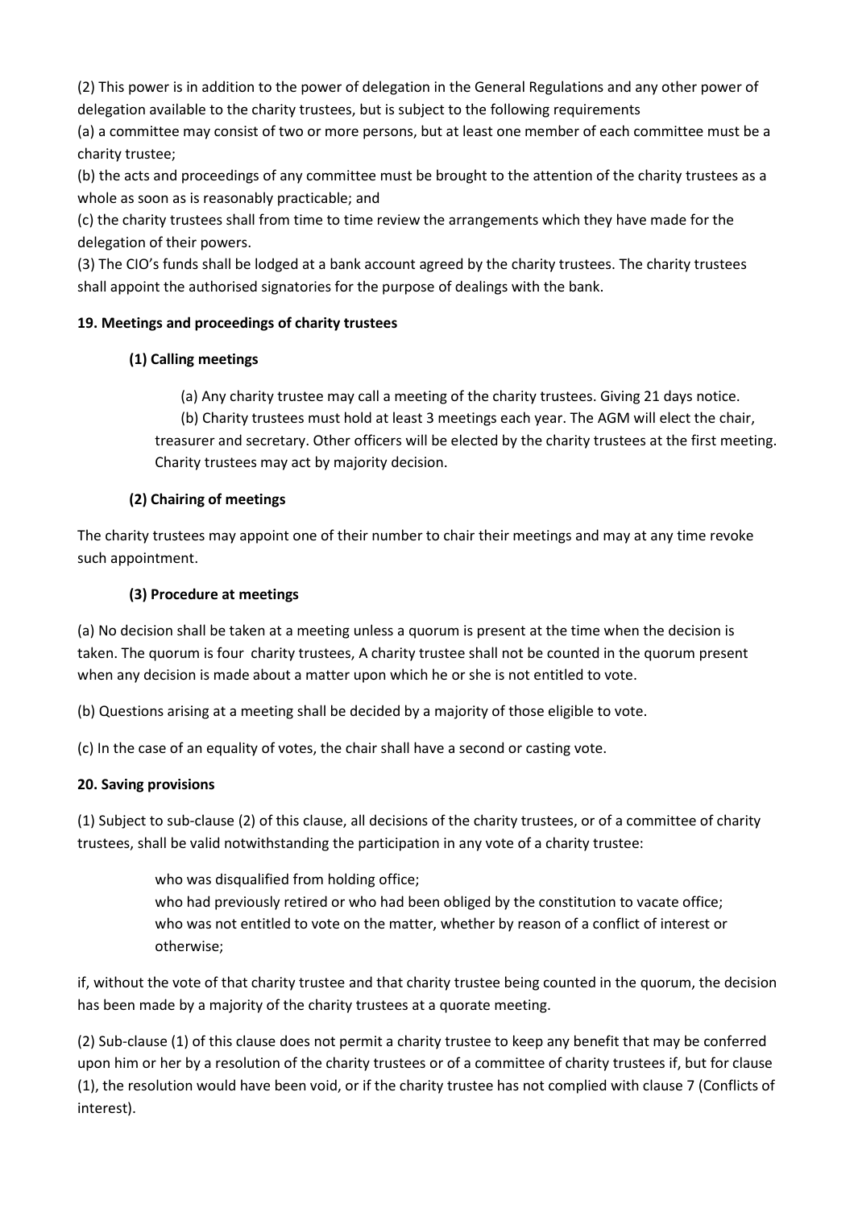(2) This power is in addition to the power of delegation in the General Regulations and any other power of delegation available to the charity trustees, but is subject to the following requirements

(a) a committee may consist of two or more persons, but at least one member of each committee must be a charity trustee;

(b) the acts and proceedings of any committee must be brought to the attention of the charity trustees as a whole as soon as is reasonably practicable; and

(c) the charity trustees shall from time to time review the arrangements which they have made for the delegation of their powers.

(3) The CIO's funds shall be lodged at a bank account agreed by the charity trustees. The charity trustees shall appoint the authorised signatories for the purpose of dealings with the bank.

**19. Meetings and proceedings of charity trustees**

**(1) Calling meetings**

(a) Any charity trustee may call a meeting of the charity trustees. Giving 21 days notice.

(b) Charity trustees must hold at least 3 meetings each year. The AGM will elect the chair, treasurer and secretary. Other officers will be elected by the charity trustees at the first meeting. Charity trustees may act by majority decision.

**(2) Chairing of meetings**

The charity trustees may appoint one of their number to chair their meetings and may at any time revoke such appointment.

**(3) Procedure at meetings**

(a) No decision shall be taken at a meeting unless a quorum is present at the time when the decision is taken. The quorum is four charity trustees, A charity trustee shall not be counted in the quorum present when any decision is made about a matter upon which he or she is not entitled to vote.

(b) Questions arising at a meeting shall be decided by a majority of those eligible to vote.

(c) In the case of an equality of votes, the chair shall have a second or casting vote.

**20. Saving provisions**

(1) Subject to sub-clause (2) of this clause, all decisions of the charity trustees, or of a committee of charity trustees, shall be valid notwithstanding the participation in any vote of a charity trustee:

who was disqualified from holding office;
who had previously retired or who had been obliged by the constitution to vacate office;
who was not entitled to vote on the matter, whether by reason of a conflict of interest or otherwise;

if, without the vote of that charity trustee and that charity trustee being counted in the quorum, the decision has been made by a majority of the charity trustees at a quorate meeting.

(2) Sub-clause (1) of this clause does not permit a charity trustee to keep any benefit that may be conferred upon him or her by a resolution of the charity trustees or of a committee of charity trustees if, but for clause (1), the resolution would have been void, or if the charity trustee has not complied with clause 7 (Conflicts of interest).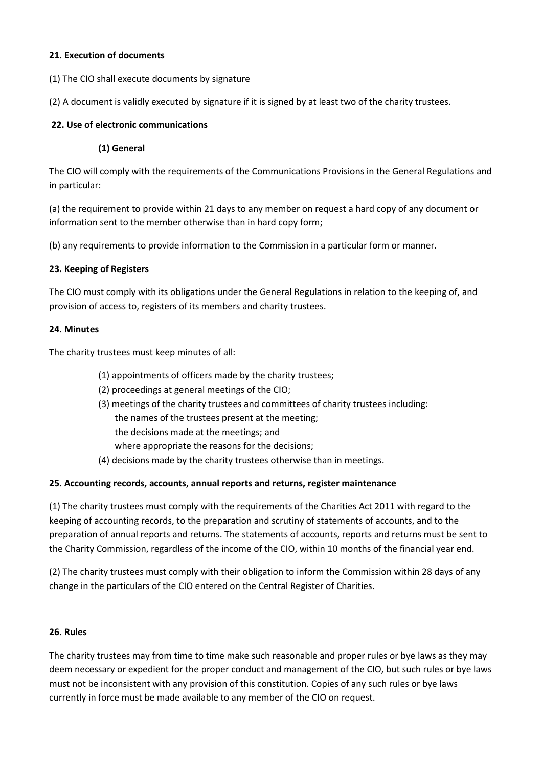**21. Execution of documents**

(1) The CIO shall execute documents by signature

(2) A document is validly executed by signature if it is signed by at least two of the charity trustees.

**22. Use of electronic communications**

**(1) General**

The CIO will comply with the requirements of the Communications Provisions in the General Regulations and in particular:

(a) the requirement to provide within 21 days to any member on request a hard copy of any document or information sent to the member otherwise than in hard copy form;

(b) any requirements to provide information to the Commission in a particular form or manner.

**23. Keeping of Registers**

The CIO must comply with its obligations under the General Regulations in relation to the keeping of, and provision of access to, registers of its members and charity trustees.

**24. Minutes**

The charity trustees must keep minutes of all:

(1) appointments of officers made by the charity trustees;
(2) proceedings at general meetings of the CIO;
(3) meetings of the charity trustees and committees of charity trustees including:
   the names of the trustees present at the meeting;
   the decisions made at the meetings; and
   where appropriate the reasons for the decisions;
(4) decisions made by the charity trustees otherwise than in meetings.

**25. Accounting records, accounts, annual reports and returns, register maintenance**

(1) The charity trustees must comply with the requirements of the Charities Act 2011 with regard to the keeping of accounting records, to the preparation and scrutiny of statements of accounts, and to the preparation of annual reports and returns. The statements of accounts, reports and returns must be sent to the Charity Commission, regardless of the income of the CIO, within 10 months of the financial year end.

(2) The charity trustees must comply with their obligation to inform the Commission within 28 days of any change in the particulars of the CIO entered on the Central Register of Charities.

**26. Rules**

The charity trustees may from time to time make such reasonable and proper rules or bye laws as they may deem necessary or expedient for the proper conduct and management of the CIO, but such rules or bye laws must not be inconsistent with any provision of this constitution. Copies of any such rules or bye laws currently in force must be made available to any member of the CIO on request.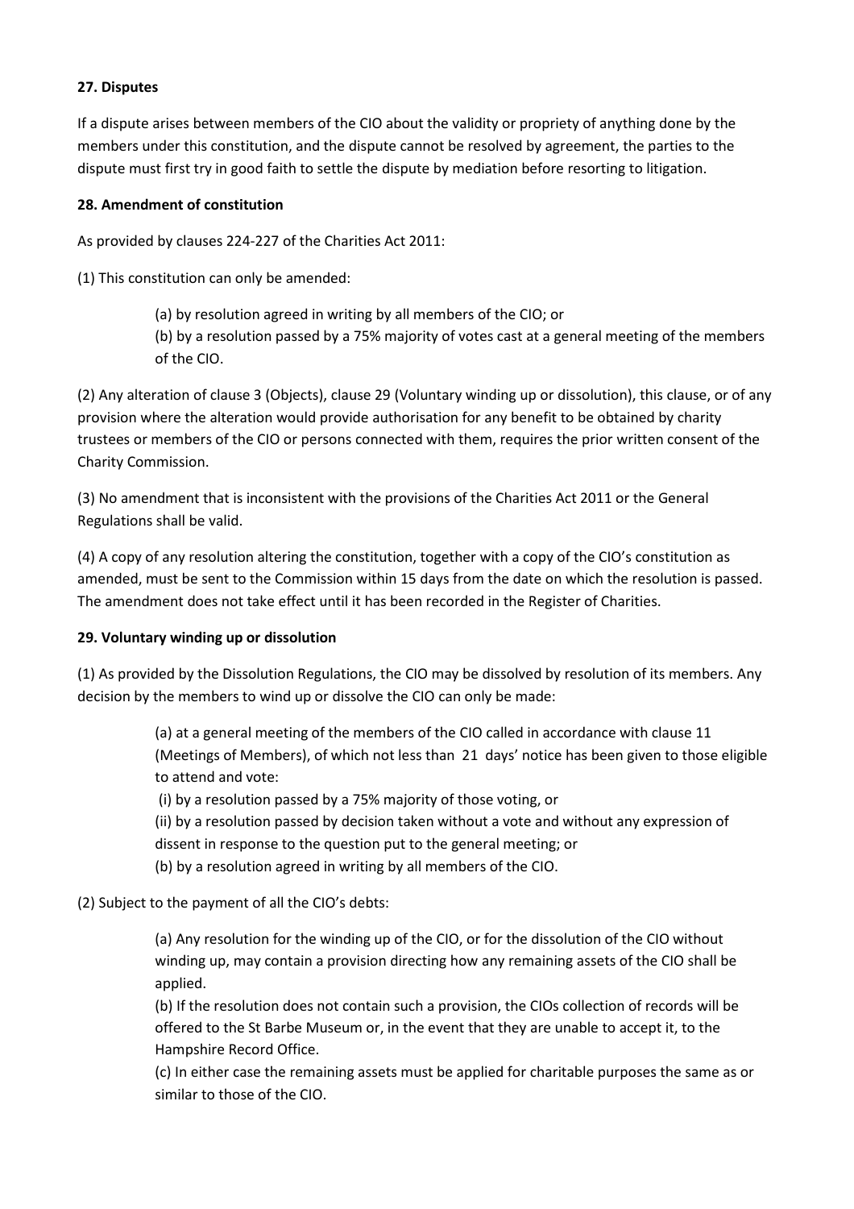**27. Disputes**

If a dispute arises between members of the CIO about the validity or propriety of anything done by the members under this constitution, and the dispute cannot be resolved by agreement, the parties to the dispute must first try in good faith to settle the dispute by mediation before resorting to litigation.

**28. Amendment of constitution**

As provided by clauses 224-227 of the Charities Act 2011:

(1) This constitution can only be amended:

> (a) by resolution agreed in writing by all members of the CIO; or
> (b) by a resolution passed by a 75% majority of votes cast at a general meeting of the members of the CIO.

(2) Any alteration of clause 3 (Objects), clause 29 (Voluntary winding up or dissolution), this clause, or of any provision where the alteration would provide authorisation for any benefit to be obtained by charity trustees or members of the CIO or persons connected with them, requires the prior written consent of the Charity Commission.

(3) No amendment that is inconsistent with the provisions of the Charities Act 2011 or the General Regulations shall be valid.

(4) A copy of any resolution altering the constitution, together with a copy of the CIO's constitution as amended, must be sent to the Commission within 15 days from the date on which the resolution is passed. The amendment does not take effect until it has been recorded in the Register of Charities.

**29. Voluntary winding up or dissolution**

(1) As provided by the Dissolution Regulations, the CIO may be dissolved by resolution of its members. Any decision by the members to wind up or dissolve the CIO can only be made:

> (a) at a general meeting of the members of the CIO called in accordance with clause 11 (Meetings of Members), of which not less than 21 days' notice has been given to those eligible to attend and vote:
> (i) by a resolution passed by a 75% majority of those voting, or
> (ii) by a resolution passed by decision taken without a vote and without any expression of dissent in response to the question put to the general meeting; or
> (b) by a resolution agreed in writing by all members of the CIO.

(2) Subject to the payment of all the CIO's debts:

> (a) Any resolution for the winding up of the CIO, or for the dissolution of the CIO without winding up, may contain a provision directing how any remaining assets of the CIO shall be applied.
> (b) If the resolution does not contain such a provision, the CIOs collection of records will be offered to the St Barbe Museum or, in the event that they are unable to accept it, to the Hampshire Record Office.
> (c) In either case the remaining assets must be applied for charitable purposes the same as or similar to those of the CIO.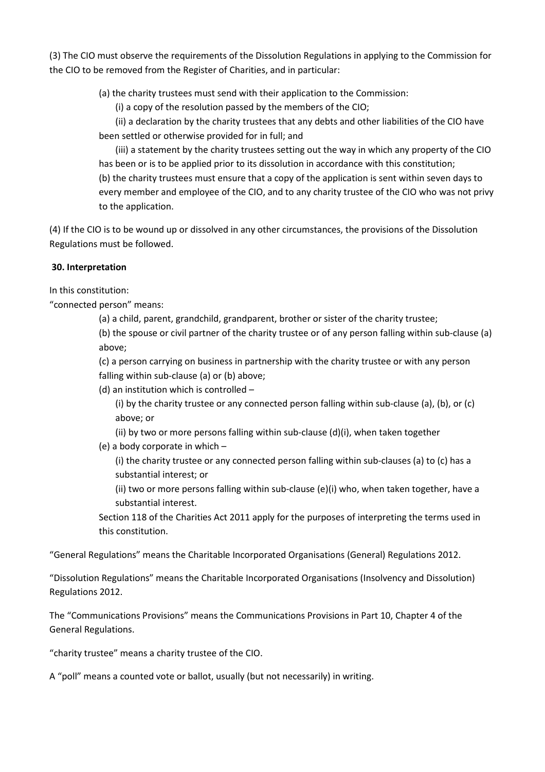(3) The CIO must observe the requirements of the Dissolution Regulations in applying to the Commission for the CIO to be removed from the Register of Charities, and in particular:

(a) the charity trustees must send with their application to the Commission:

(i) a copy of the resolution passed by the members of the CIO;

(ii) a declaration by the charity trustees that any debts and other liabilities of the CIO have been settled or otherwise provided for in full; and

(iii) a statement by the charity trustees setting out the way in which any property of the CIO has been or is to be applied prior to its dissolution in accordance with this constitution;

(b) the charity trustees must ensure that a copy of the application is sent within seven days to every member and employee of the CIO, and to any charity trustee of the CIO who was not privy to the application.

(4) If the CIO is to be wound up or dissolved in any other circumstances, the provisions of the Dissolution Regulations must be followed.

**30. Interpretation**

In this constitution:

"connected person" means:

(a) a child, parent, grandchild, grandparent, brother or sister of the charity trustee;

(b) the spouse or civil partner of the charity trustee or of any person falling within sub-clause (a) above;

(c) a person carrying on business in partnership with the charity trustee or with any person falling within sub-clause (a) or (b) above;

(d) an institution which is controlled –

(i) by the charity trustee or any connected person falling within sub-clause (a), (b), or (c) above; or

(ii) by two or more persons falling within sub-clause (d)(i), when taken together

(e) a body corporate in which –

(i) the charity trustee or any connected person falling within sub-clauses (a) to (c) has a substantial interest; or

(ii) two or more persons falling within sub-clause (e)(i) who, when taken together, have a substantial interest.

Section 118 of the Charities Act 2011 apply for the purposes of interpreting the terms used in this constitution.

"General Regulations" means the Charitable Incorporated Organisations (General) Regulations 2012.

"Dissolution Regulations" means the Charitable Incorporated Organisations (Insolvency and Dissolution) Regulations 2012.

The "Communications Provisions" means the Communications Provisions in Part 10, Chapter 4 of the General Regulations.

"charity trustee" means a charity trustee of the CIO.

A "poll" means a counted vote or ballot, usually (but not necessarily) in writing.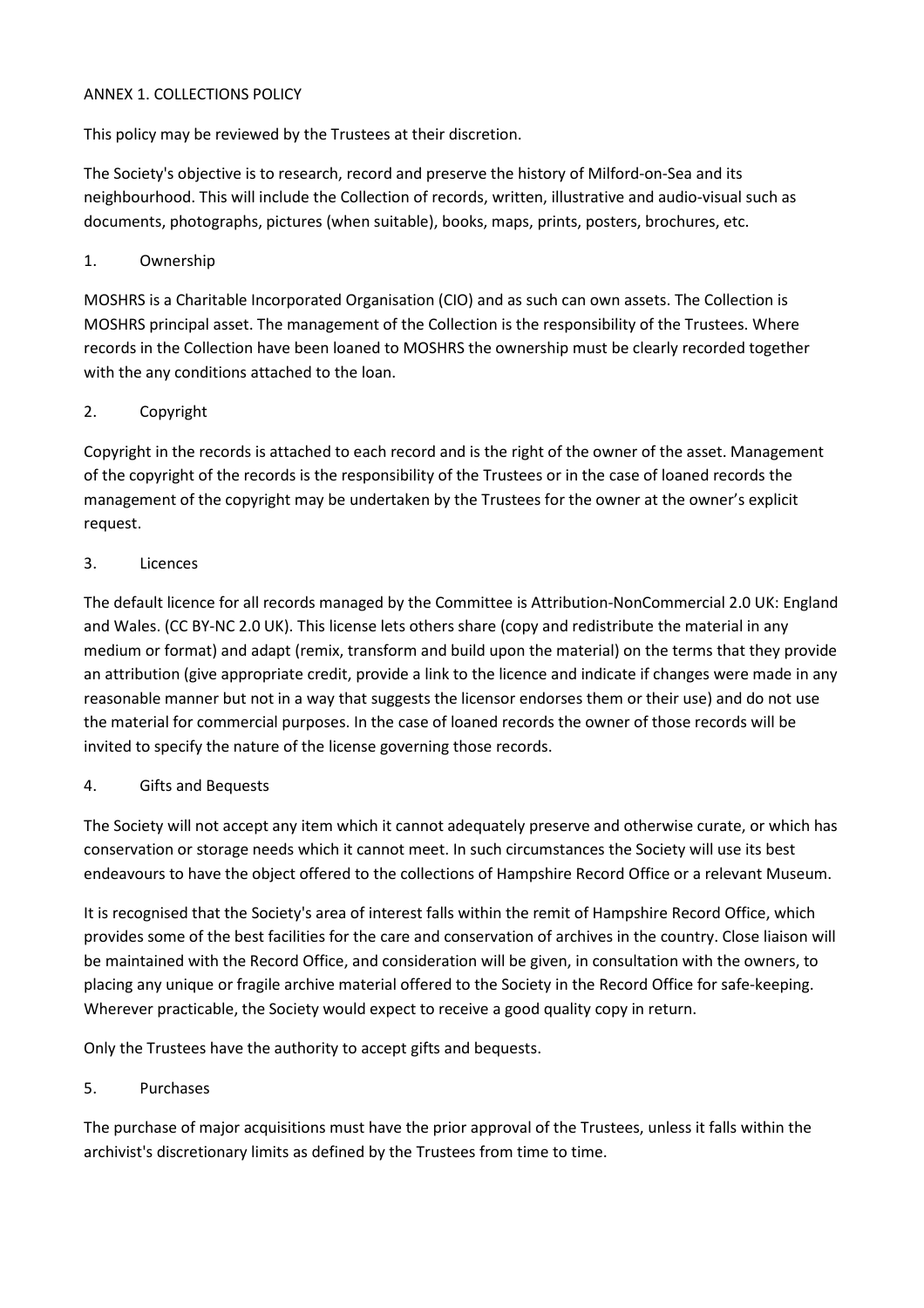ANNEX 1. COLLECTIONS POLICY

This policy may be reviewed by the Trustees at their discretion.

The Society's objective is to research, record and preserve the history of Milford-on-Sea and its neighbourhood. This will include the Collection of records, written, illustrative and audio-visual such as documents, photographs, pictures (when suitable), books, maps, prints, posters, brochures, etc.

1. Ownership

MOSHRS is a Charitable Incorporated Organisation (CIO) and as such can own assets. The Collection is MOSHRS principal asset. The management of the Collection is the responsibility of the Trustees. Where records in the Collection have been loaned to MOSHRS the ownership must be clearly recorded together with the any conditions attached to the loan.

2. Copyright

Copyright in the records is attached to each record and is the right of the owner of the asset. Management of the copyright of the records is the responsibility of the Trustees or in the case of loaned records the management of the copyright may be undertaken by the Trustees for the owner at the owner's explicit request.

3. Licences

The default licence for all records managed by the Committee is Attribution-NonCommercial 2.0 UK: England and Wales. (CC BY-NC 2.0 UK). This license lets others share (copy and redistribute the material in any medium or format) and adapt (remix, transform and build upon the material) on the terms that they provide an attribution (give appropriate credit, provide a link to the licence and indicate if changes were made in any reasonable manner but not in a way that suggests the licensor endorses them or their use) and do not use the material for commercial purposes. In the case of loaned records the owner of those records will be invited to specify the nature of the license governing those records.

4. Gifts and Bequests

The Society will not accept any item which it cannot adequately preserve and otherwise curate, or which has conservation or storage needs which it cannot meet. In such circumstances the Society will use its best endeavours to have the object offered to the collections of Hampshire Record Office or a relevant Museum.

It is recognised that the Society's area of interest falls within the remit of Hampshire Record Office, which provides some of the best facilities for the care and conservation of archives in the country. Close liaison will be maintained with the Record Office, and consideration will be given, in consultation with the owners, to placing any unique or fragile archive material offered to the Society in the Record Office for safe-keeping. Wherever practicable, the Society would expect to receive a good quality copy in return.

Only the Trustees have the authority to accept gifts and bequests.

5. Purchases

The purchase of major acquisitions must have the prior approval of the Trustees, unless it falls within the archivist's discretionary limits as defined by the Trustees from time to time.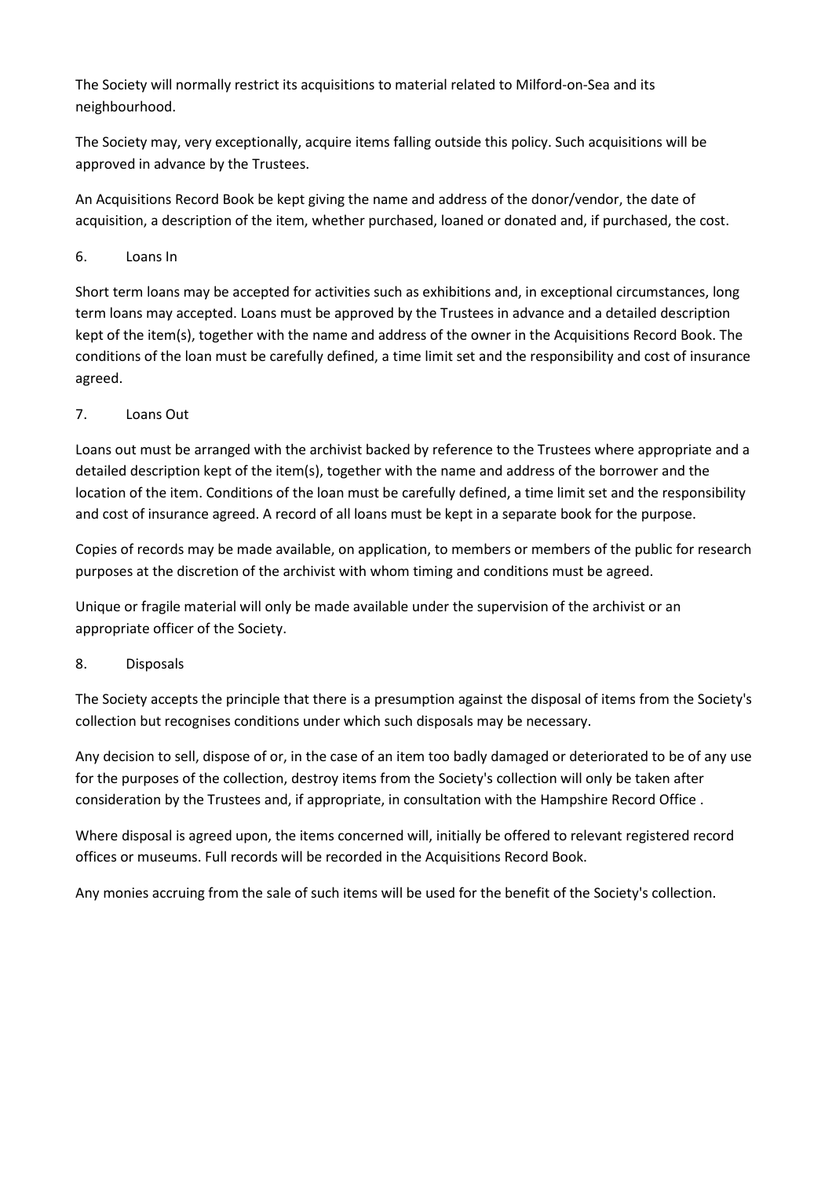The Society will normally restrict its acquisitions to material related to Milford-on-Sea and its neighbourhood.

The Society may, very exceptionally, acquire items falling outside this policy. Such acquisitions will be approved in advance by the Trustees.

An Acquisitions Record Book be kept giving the name and address of the donor/vendor, the date of acquisition, a description of the item, whether purchased, loaned or donated and, if purchased, the cost.

## 6. Loans In

Short term loans may be accepted for activities such as exhibitions and, in exceptional circumstances, long term loans may accepted. Loans must be approved by the Trustees in advance and a detailed description kept of the item(s), together with the name and address of the owner in the Acquisitions Record Book. The conditions of the loan must be carefully defined, a time limit set and the responsibility and cost of insurance agreed.

## 7. Loans Out

Loans out must be arranged with the archivist backed by reference to the Trustees where appropriate and a detailed description kept of the item(s), together with the name and address of the borrower and the location of the item. Conditions of the loan must be carefully defined, a time limit set and the responsibility and cost of insurance agreed. A record of all loans must be kept in a separate book for the purpose.

Copies of records may be made available, on application, to members or members of the public for research purposes at the discretion of the archivist with whom timing and conditions must be agreed.

Unique or fragile material will only be made available under the supervision of the archivist or an appropriate officer of the Society.

## 8. Disposals

The Society accepts the principle that there is a presumption against the disposal of items from the Society's collection but recognises conditions under which such disposals may be necessary.

Any decision to sell, dispose of or, in the case of an item too badly damaged or deteriorated to be of any use for the purposes of the collection, destroy items from the Society's collection will only be taken after consideration by the Trustees and, if appropriate, in consultation with the Hampshire Record Office .

Where disposal is agreed upon, the items concerned will, initially be offered to relevant registered record offices or museums. Full records will be recorded in the Acquisitions Record Book.

Any monies accruing from the sale of such items will be used for the benefit of the Society's collection.